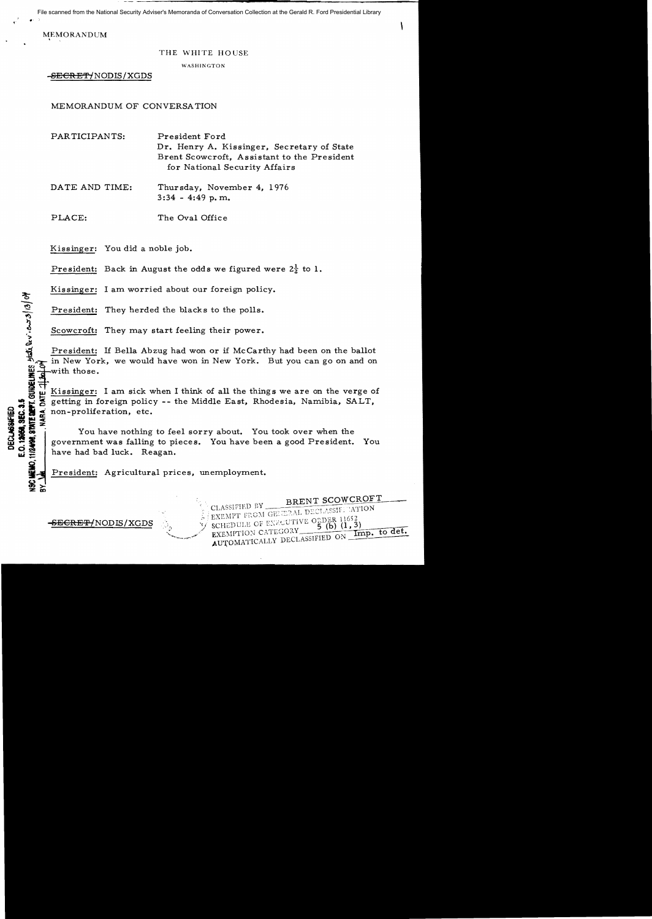File scanned from the National Security Adviser's Memoranda of Conversation Collection at the Gerald R. Ford Presidential Library

MEMORANDUM

THE WHITE HOUSE

WASHINGTON

~~SECRET~~/NODIS/XGDS

MEMORANDUM OF CONVERSATION

PARTICIPANTS: President Ford
Dr. Henry A. Kissinger, Secretary of State
Brent Scowcroft, Assistant to the President for National Security Affairs

DATE AND TIME: Thursday, November 4, 1976
3:34 - 4:49 p.m.

PLACE: The Oval Office

DECLASSIFIED
E.O. 12958, SEC. 3.5
NSC MEMO, 11/24/98, STATE DEPT. GUIDELINES State Rev. 3/13/04
BY ___ NARA, DATE 7/30/04

Kissinger: You did a noble job.

President: Back in August the odds we figured were 2½ to 1.

Kissinger: I am worried about our foreign policy.

President: They herded the blacks to the polls.

Scowcroft: They may start feeling their power.

President: If Bella Abzug had won or if McCarthy had been on the ballot in New York, we would have won in New York. But you can go on and on with those.

Kissinger: I am sick when I think of all the things we are on the verge of getting in foreign policy -- the Middle East, Rhodesia, Namibia, SALT, non-proliferation, etc.

You have nothing to feel sorry about. You took over when the government was falling to pieces. You have been a good President. You have had bad luck. Reagan.

President: Agricultural prices, unemployment.

~~SECRET~~/NODIS/XGDS

CLASSIFIED BY BRENT SCOWCROFT
EXEMPT FROM GENERAL DECLASSIFICATION
SCHEDULE OF EXECUTIVE ORDER 11652
EXEMPTION CATEGORY 5 (b) (1, 3)
AUTOMATICALLY DECLASSIFIED ON Imp. to det.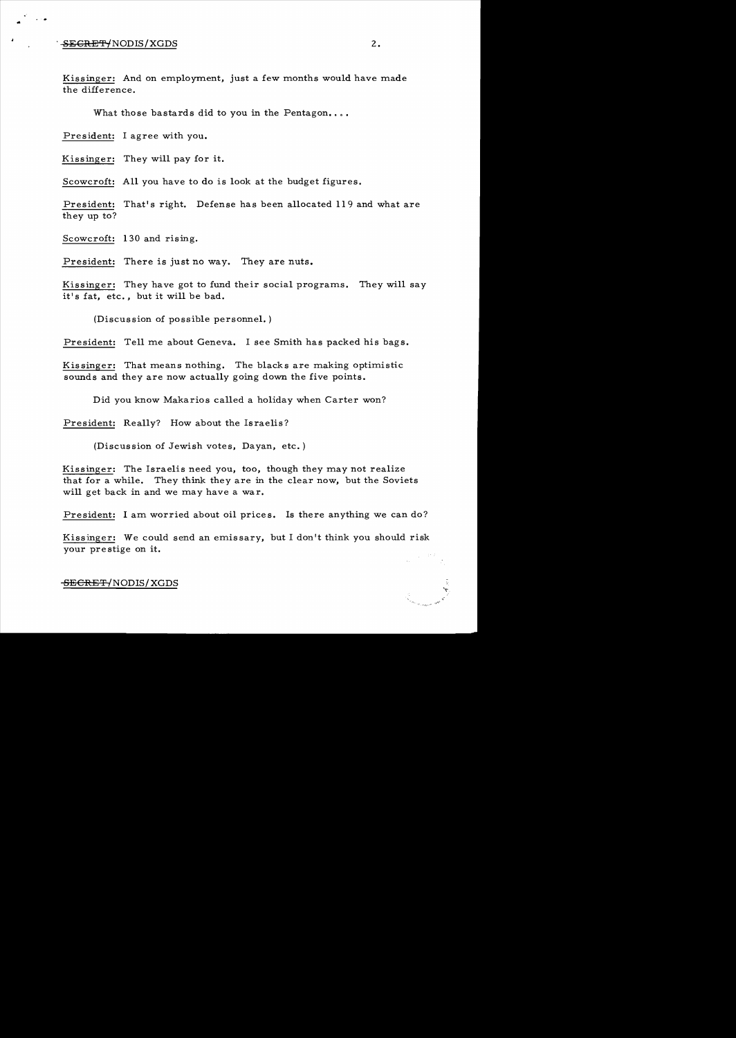Kissinger: And on employment, just a few months would have made the difference.

What those bastards did to you in the Pentagon....

President: I agree with you.

Kissinger: They will pay for it.

Scowcroft: All you have to do is look at the budget figures.

President: That's right. Defense has been allocated 119 and what are they up to?

Scowcroft: 130 and rising.

President: There is just no way. They are nuts.

Kissinger: They have got to fund their social programs. They will say it's fat, etc., but it will be bad.

(Discussion of possible personnel.)

President: Tell me about Geneva. I see Smith has packed his bags.

Kissinger: That means nothing. The blacks are making optimistic sounds and they are now actually going down the five points.

Did you know Makarios called a holiday when Carter won?

President: Really? How about the Israelis?

(Discussion of Jewish votes, Dayan, etc.)

Kissinger: The Israelis need you, too, though they may not realize that for a while. They think they are in the clear now, but the Soviets will get back in and we may have a war.

President: I am worried about oil prices. Is there anything we can do?

Kissinger: We could send an emissary, but I don't think you should risk your prestige on it.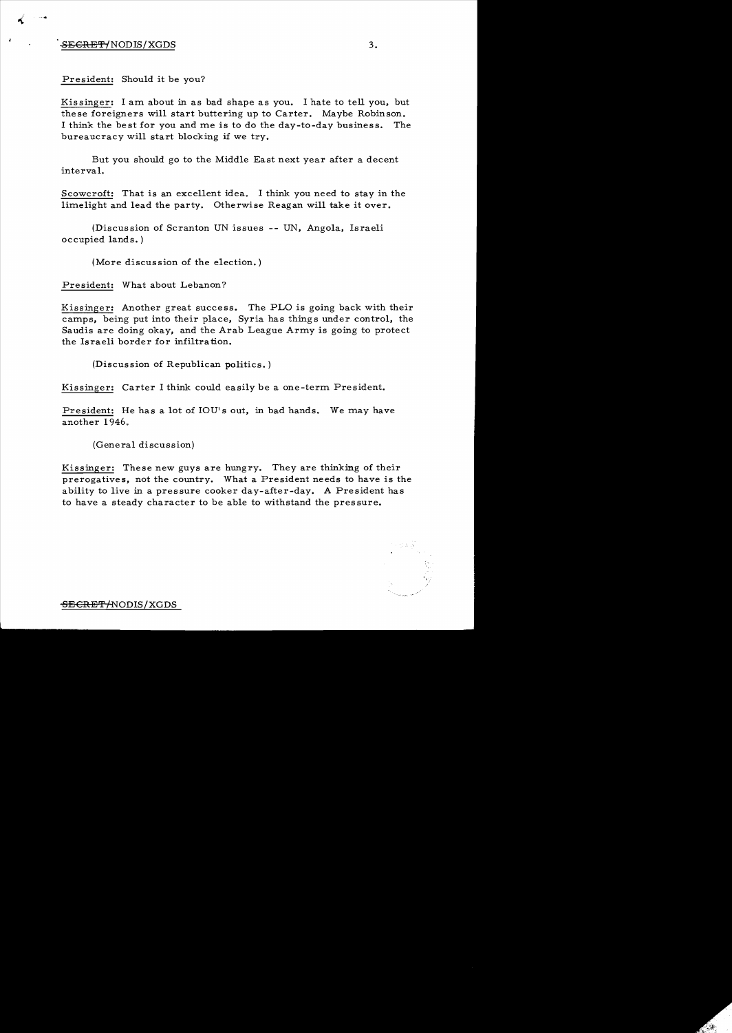President: Should it be you?

Kissinger: I am about in as bad shape as you. I hate to tell you, but these foreigners will start buttering up to Carter. Maybe Robinson. I think the best for you and me is to do the day-to-day business. The bureaucracy will start blocking if we try.

But you should go to the Middle East next year after a decent interval.

Scowcroft: That is an excellent idea. I think you need to stay in the limelight and lead the party. Otherwise Reagan will take it over.

(Discussion of Scranton UN issues -- UN, Angola, Israeli occupied lands.)

(More discussion of the election.)

President: What about Lebanon?

Kissinger: Another great success. The PLO is going back with their camps, being put into their place, Syria has things under control, the Saudis are doing okay, and the Arab League Army is going to protect the Israeli border for infiltration.

(Discussion of Republican politics.)

Kissinger: Carter I think could easily be a one-term President.

President: He has a lot of IOU's out, in bad hands. We may have another 1946.

(General discussion)

Kissinger: These new guys are hungry. They are thinking of their prerogatives, not the country. What a President needs to have is the ability to live in a pressure cooker day-after-day. A President has to have a steady character to be able to withstand the pressure.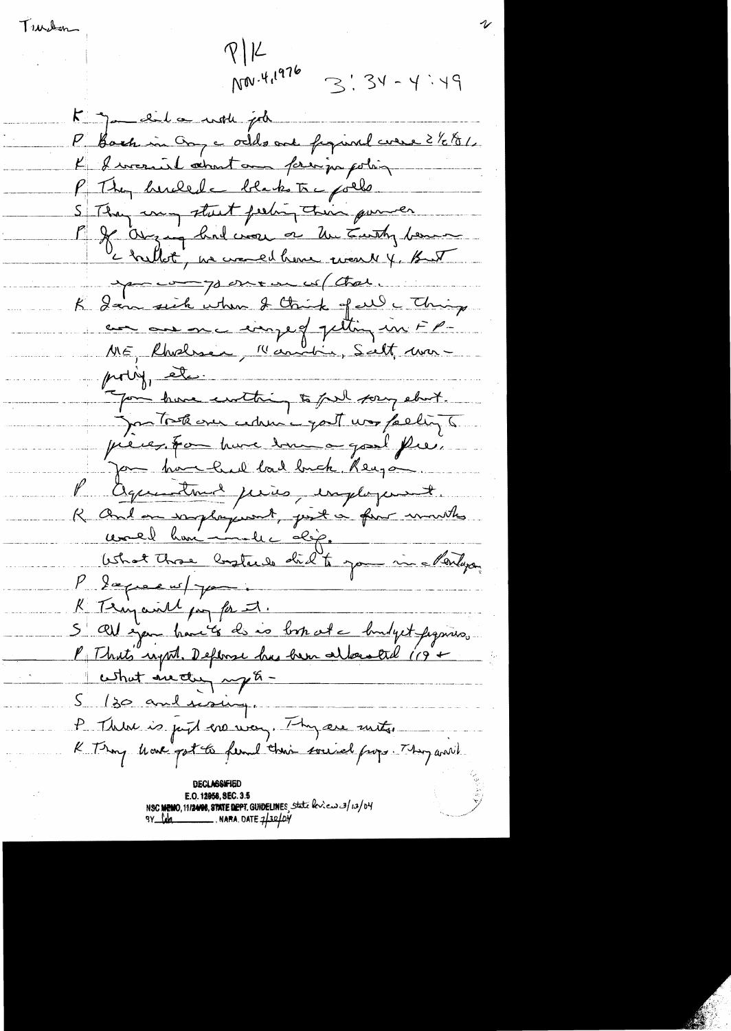Turkey

P/K
Nov. 4, 1976 3:34 - 4:49

K You did a noble job.
P Both in Ky & Ohio and figured were 2½ to 1.
K I worried about our foreign policy.
P They [?] blacks in the polls.
S They may start feeling their power.
P If Georgia had come or the County been on ballot, we would have won 4. But you came out even w/ that.
K I am sick when I think of all the things we are on the verge of getting in – ME, Rhodesia, Namibia, Salt, [?] etc.
You have nothing to feel sorry about. You took over when the govt was falling to pieces. You have been a good Pres. You have had bad luck, Reagan.
P Agricultural prices, employment.
K And on employment, just a few months would have made the diff.
What those bastards did to you in the Pentagon.
P I agree w/ you.
K They will pay for it.
S All you have to do is look at the budget figures.
P That's right. Defense has been allocated 119 + what are they [?] –
S 130 and rising.
P There is just no way. They are nuts.
K They have got to fund their social progs. They will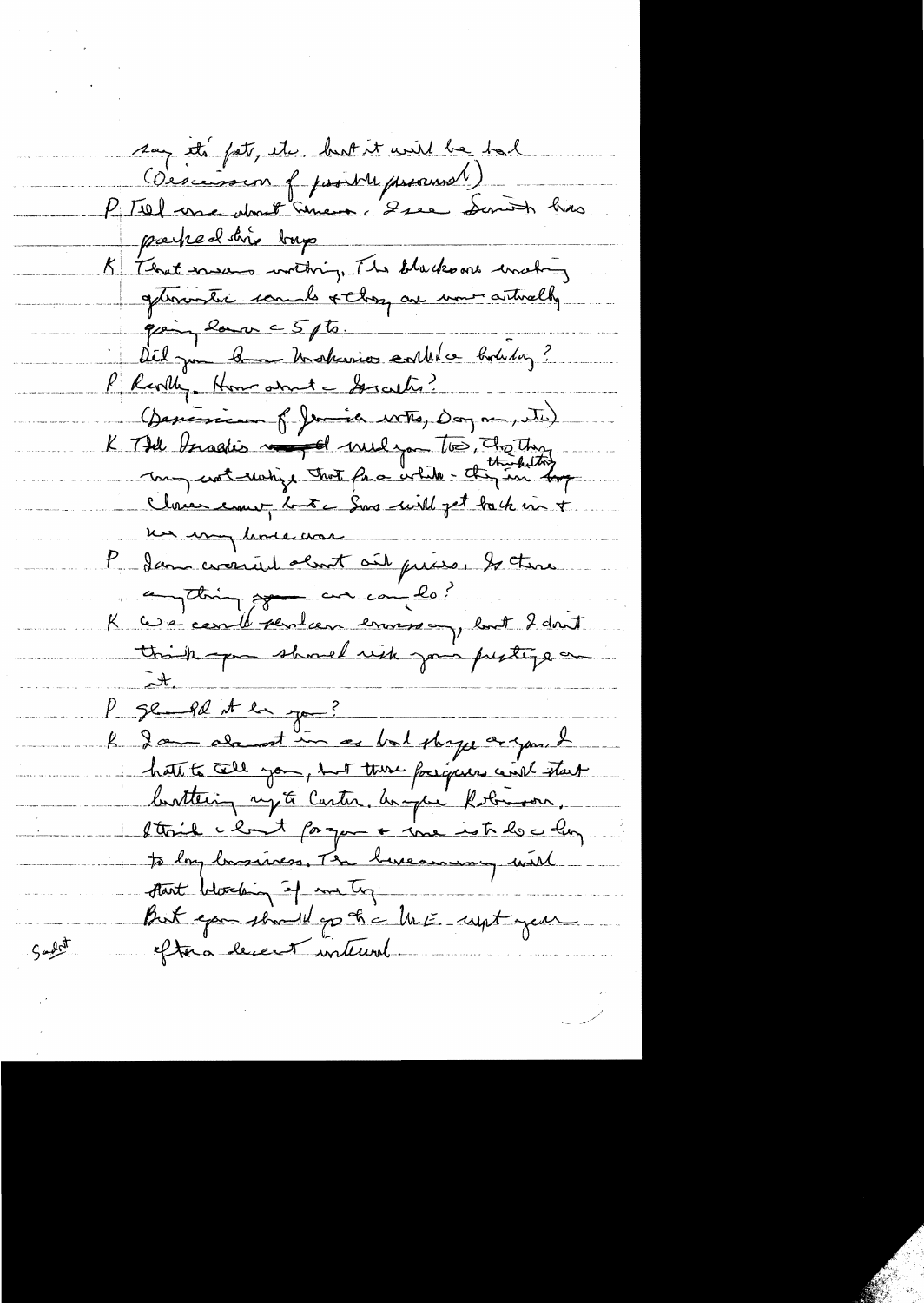say it's fat, etc. but it will be bad

(Discussion of possible personnel)

P Tell me about Simon. I see Smith has picked this up

K That means nothing. The blackboard working quantitative sounds & they are now actually going down c 5 pts.

Did you know Makarios called a holiday?

P Really. How about the Israelis?

(Discussion of Jamaica vote, Dayan, etc.)

K The Israelis [illegible] will you too, tho they may not realize that for a while - they are thinking they are being clever enough, but the Sovs will get back in & we may have war.

P I am worried about oil prices. Is there anything you can do?

K We could send an emissary, but I don't think you should risk your prestige on it.

P Should it be you?

K I am almost in as bad shape as you. I hate to tell you, but these foreigners will start bartering up to Carter. Maybe Robinson. I think a lot for you & me is to do a long business. The bureaucracy will start blocking if we try.

But you should go to the ME next year after a decent interval.

Sadat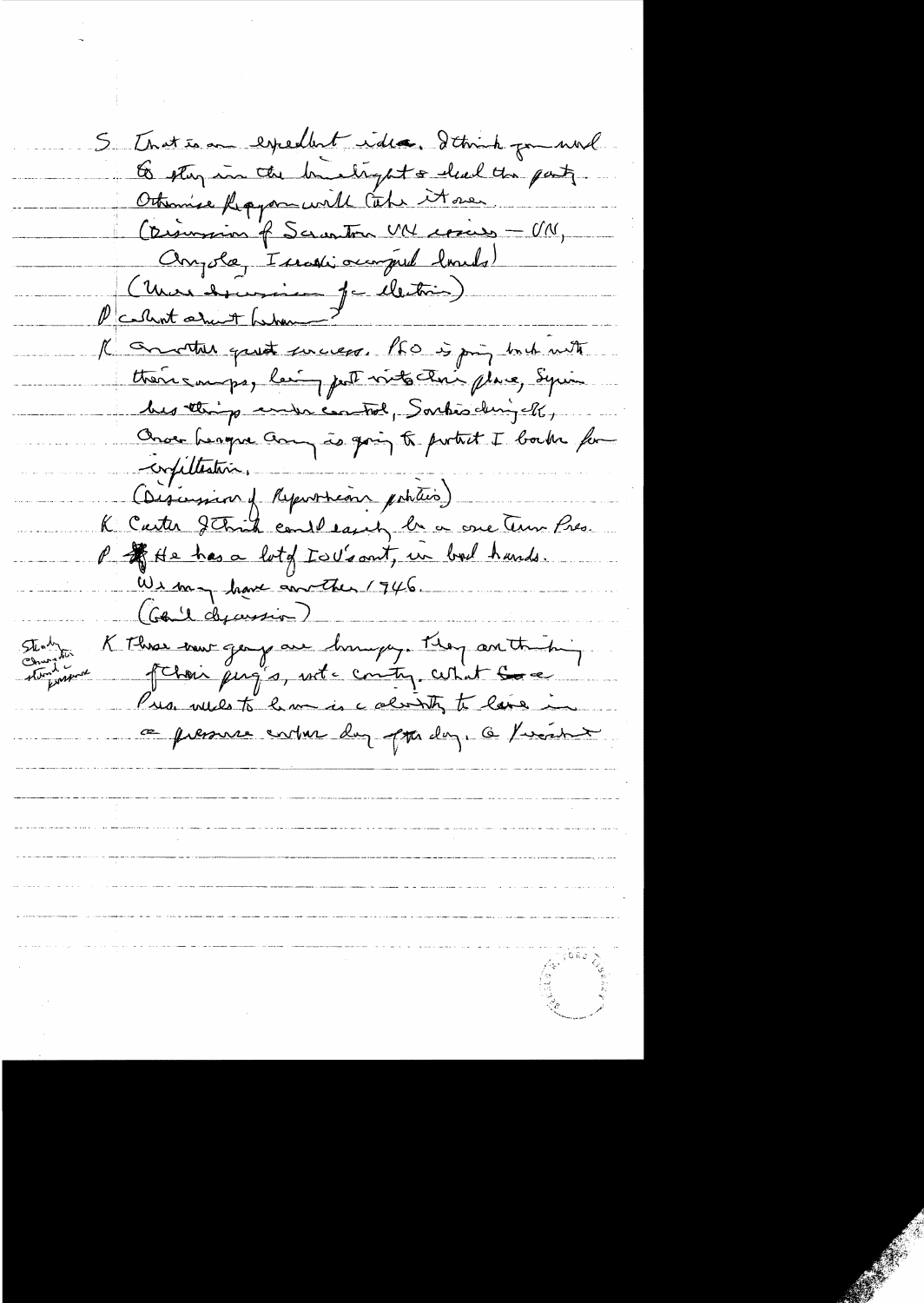S That is an excellent idea. I think you need to stay in the limelight & lead the party. Otherwise Reagan will take it over.

(Discussion of Scranton UN issues – UN, Angola, Israeli occupied lands)

(More discussion for election)

P What about Lebanon?

K Another great success. PLO is going back with their camps, being put into their place, Syria has things under control, Sarkis doing ok, Arab League Army is going to protect I border from infiltration.

(Discussion of Republican politics)

K Carter I think could easily be a one term Pres.

P He has a lot of IOU's out, in bad hands. We may have another 1946.

(Gen'l discussion)

Study Chamber stand ____ K These new guys are hungry. They are thinking of their perq's, not the country. What Ford Pres. needs to have is a clarity to leave in a pressure cooker day after day. @ President